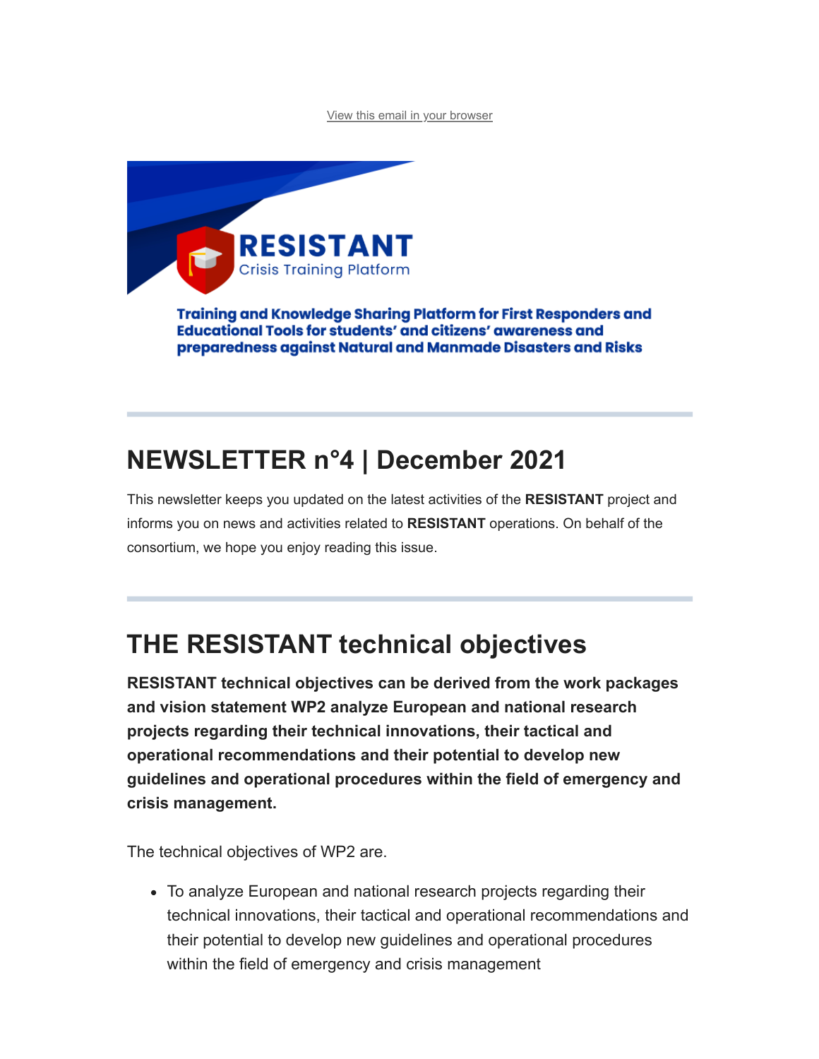View this email in your browser

**RESISTANT**
Crisis Training Platform

**Training and Knowledge Sharing Platform for First Responders and Educational Tools for students' and citizens' awareness and preparedness against Natural and Manmade Disasters and Risks**

# NEWSLETTER n°4 | December 2021

This newsletter keeps you updated on the latest activities of the **RESISTANT** project and informs you on news and activities related to **RESISTANT** operations. On behalf of the consortium, we hope you enjoy reading this issue.

# THE RESISTANT technical objectives

**RESISTANT technical objectives can be derived from the work packages and vision statement WP2 analyze European and national research projects regarding their technical innovations, their tactical and operational recommendations and their potential to develop new guidelines and operational procedures within the field of emergency and crisis management.**

The technical objectives of WP2 are.

- To analyze European and national research projects regarding their technical innovations, their tactical and operational recommendations and their potential to develop new guidelines and operational procedures within the field of emergency and crisis management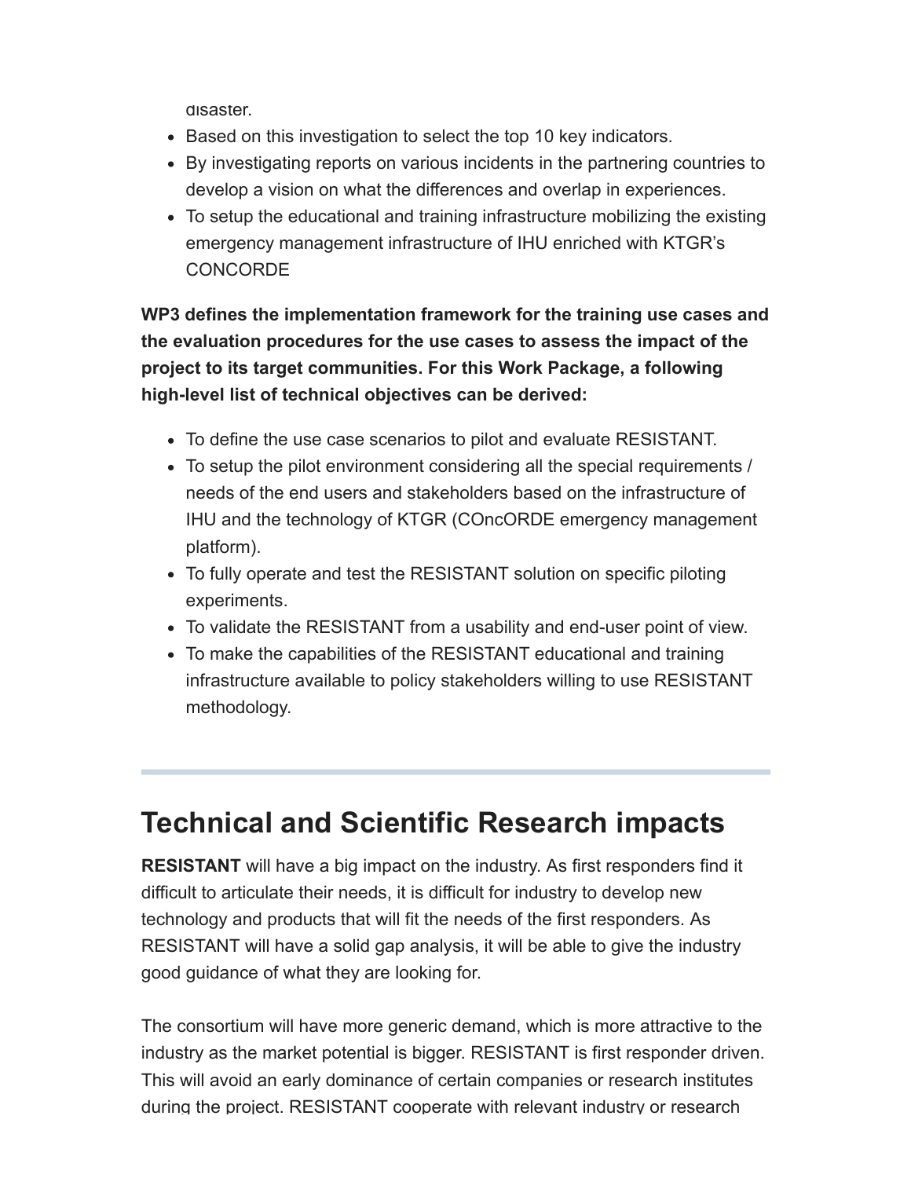disaster.

- Based on this investigation to select the top 10 key indicators.
- By investigating reports on various incidents in the partnering countries to develop a vision on what the differences and overlap in experiences.
- To setup the educational and training infrastructure mobilizing the existing emergency management infrastructure of IHU enriched with KTGR's CONCORDE

**WP3 defines the implementation framework for the training use cases and the evaluation procedures for the use cases to assess the impact of the project to its target communities. For this Work Package, a following high-level list of technical objectives can be derived:**

- To define the use case scenarios to pilot and evaluate RESISTANT.
- To setup the pilot environment considering all the special requirements / needs of the end users and stakeholders based on the infrastructure of IHU and the technology of KTGR (COncORDE emergency management platform).
- To fully operate and test the RESISTANT solution on specific piloting experiments.
- To validate the RESISTANT from a usability and end-user point of view.
- To make the capabilities of the RESISTANT educational and training infrastructure available to policy stakeholders willing to use RESISTANT methodology.

---

# Technical and Scientific Research impacts

**RESISTANT** will have a big impact on the industry. As first responders find it difficult to articulate their needs, it is difficult for industry to develop new technology and products that will fit the needs of the first responders. As RESISTANT will have a solid gap analysis, it will be able to give the industry good guidance of what they are looking for.

The consortium will have more generic demand, which is more attractive to the industry as the market potential is bigger. RESISTANT is first responder driven. This will avoid an early dominance of certain companies or research institutes during the project. RESISTANT cooperate with relevant industry or research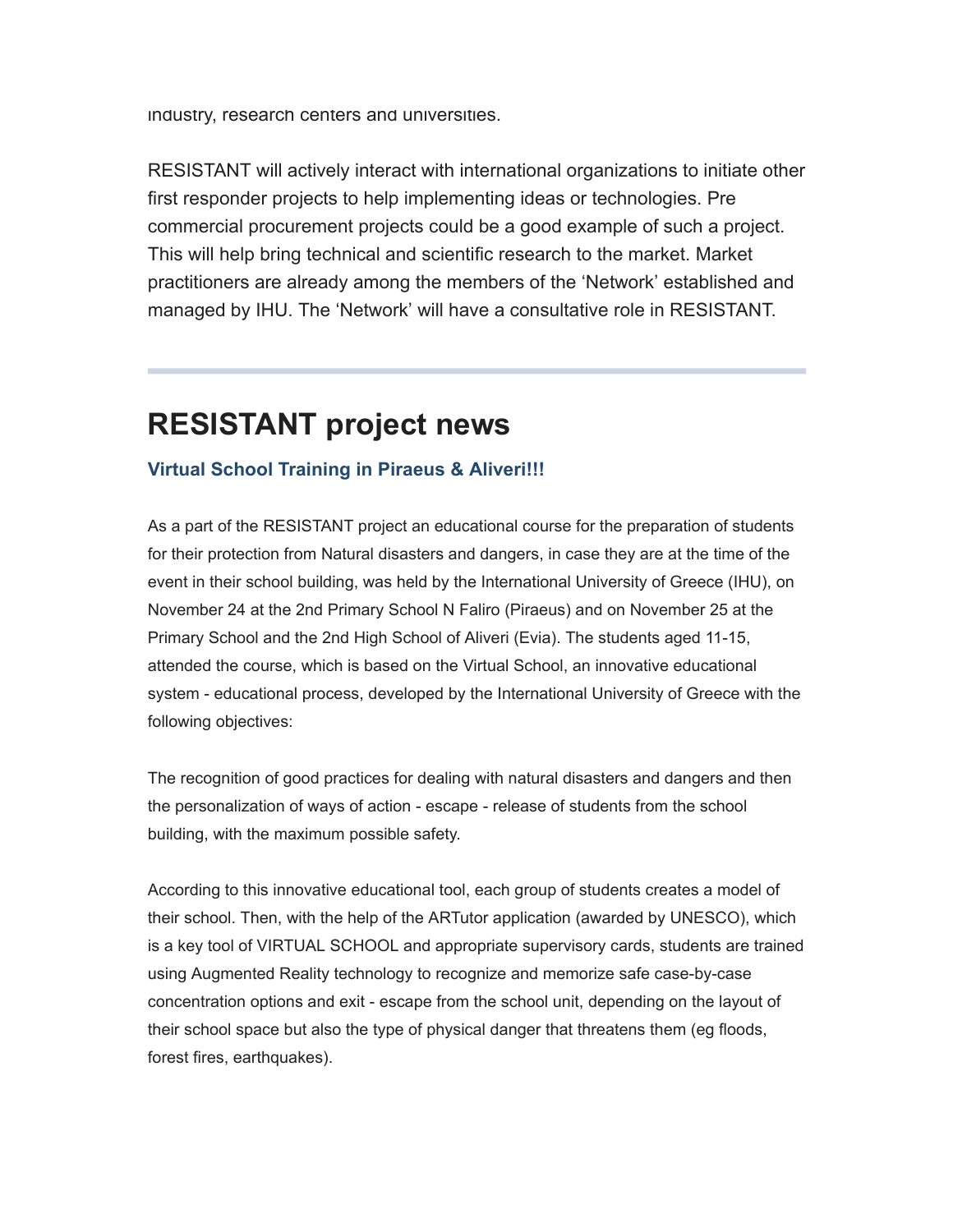industry, research centers and universities.

RESISTANT will actively interact with international organizations to initiate other first responder projects to help implementing ideas or technologies. Pre commercial procurement projects could be a good example of such a project. This will help bring technical and scientific research to the market. Market practitioners are already among the members of the 'Network' established and managed by IHU. The 'Network' will have a consultative role in RESISTANT.

---

# RESISTANT project news

### Virtual School Training in Piraeus & Aliveri!!!

As a part of the RESISTANT project an educational course for the preparation of students for their protection from Natural disasters and dangers, in case they are at the time of the event in their school building, was held by the International University of Greece (IHU), on November 24 at the 2nd Primary School N Faliro (Piraeus) and on November 25 at the Primary School and the 2nd High School of Aliveri (Evia). The students aged 11-15, attended the course, which is based on the Virtual School, an innovative educational system - educational process, developed by the International University of Greece with the following objectives:

The recognition of good practices for dealing with natural disasters and dangers and then the personalization of ways of action - escape - release of students from the school building, with the maximum possible safety.

According to this innovative educational tool, each group of students creates a model of their school. Then, with the help of the ARTutor application (awarded by UNESCO), which is a key tool of VIRTUAL SCHOOL and appropriate supervisory cards, students are trained using Augmented Reality technology to recognize and memorize safe case-by-case concentration options and exit - escape from the school unit, depending on the layout of their school space but also the type of physical danger that threatens them (eg floods, forest fires, earthquakes).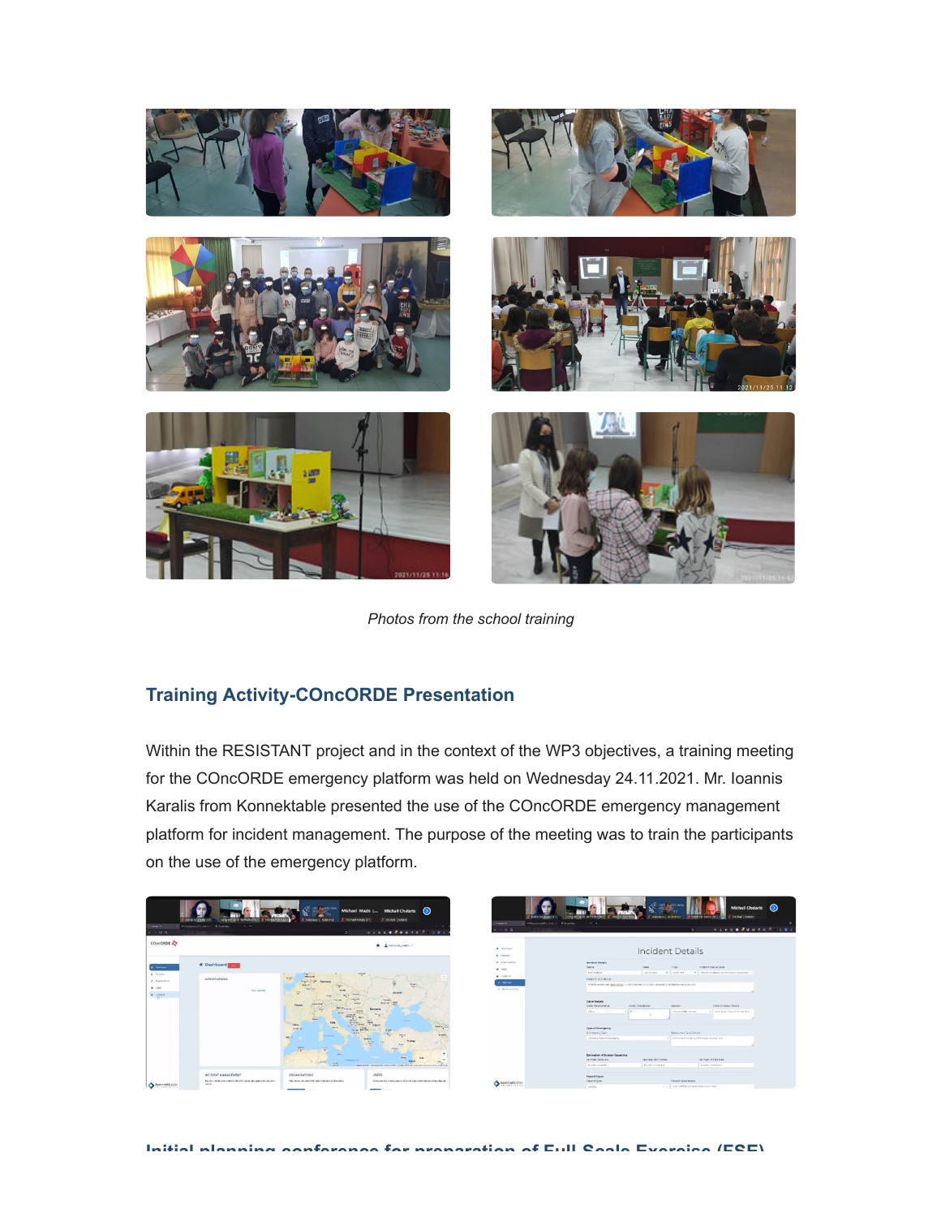*Photos from the school training*

## Training Activity-COncORDE Presentation

Within the RESISTANT project and in the context of the WP3 objectives, a training meeting for the COncORDE emergency platform was held on Wednesday 24.11.2021. Mr. Ioannis Karalis from Konnektable presented the use of the COncORDE emergency management platform for incident management. The purpose of the meeting was to train the participants on the use of the emergency platform.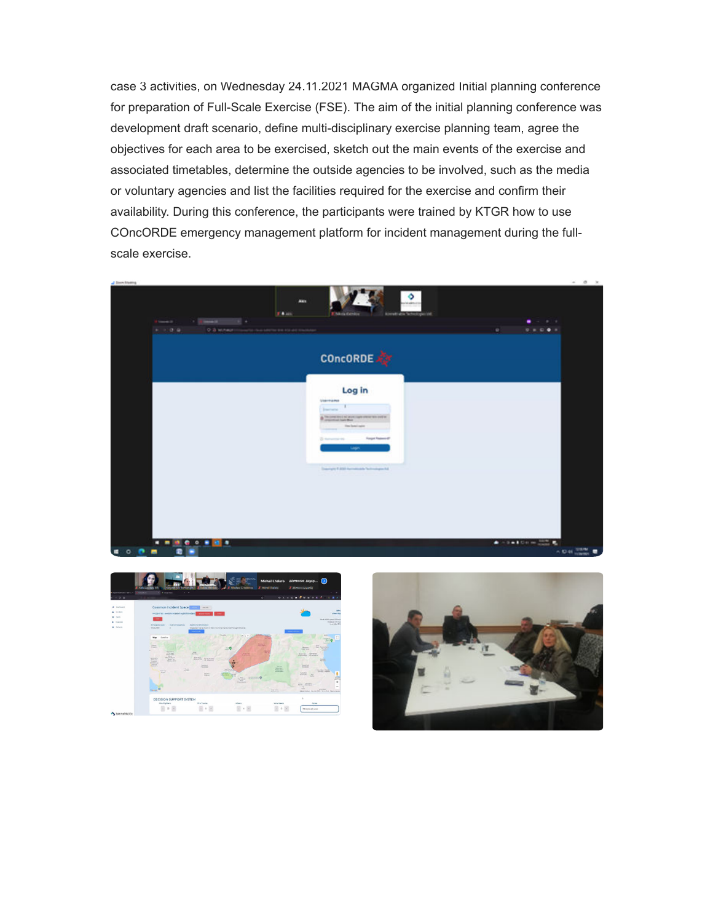case 3 activities, on Wednesday 24.11.2021 MAGMA organized Initial planning conference for preparation of Full-Scale Exercise (FSE). The aim of the initial planning conference was development draft scenario, define multi-disciplinary exercise planning team, agree the objectives for each area to be exercised, sketch out the main events of the exercise and associated timetables, determine the outside agencies to be involved, such as the media or voluntary agencies and list the facilities required for the exercise and confirm their availability. During this conference, the participants were trained by KTGR how to use COncORDE emergency management platform for incident management during the full-scale exercise.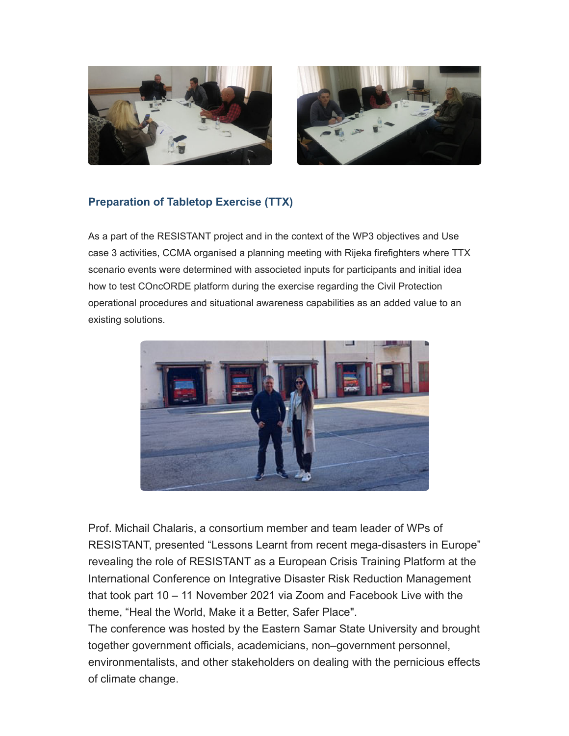## Preparation of Tabletop Exercise (TTX)

As a part of the RESISTANT project and in the context of the WP3 objectives and Use case 3 activities, CCMA organised a planning meeting with Rijeka firefighters where TTX scenario events were determined with associeted inputs for participants and initial idea how to test COncORDE platform during the exercise regarding the Civil Protection operational procedures and situational awareness capabilities as an added value to an existing solutions.

Prof. Michail Chalaris, a consortium member and team leader of WPs of RESISTANT, presented “Lessons Learnt from recent mega-disasters in Europe” revealing the role of RESISTANT as a European Crisis Training Platform at the International Conference on Integrative Disaster Risk Reduction Management that took part 10 – 11 November 2021 via Zoom and Facebook Live with the theme, “Heal the World, Make it a Better, Safer Place".
The conference was hosted by the Eastern Samar State University and brought together government officials, academicians, non–government personnel, environmentalists, and other stakeholders on dealing with the pernicious effects of climate change.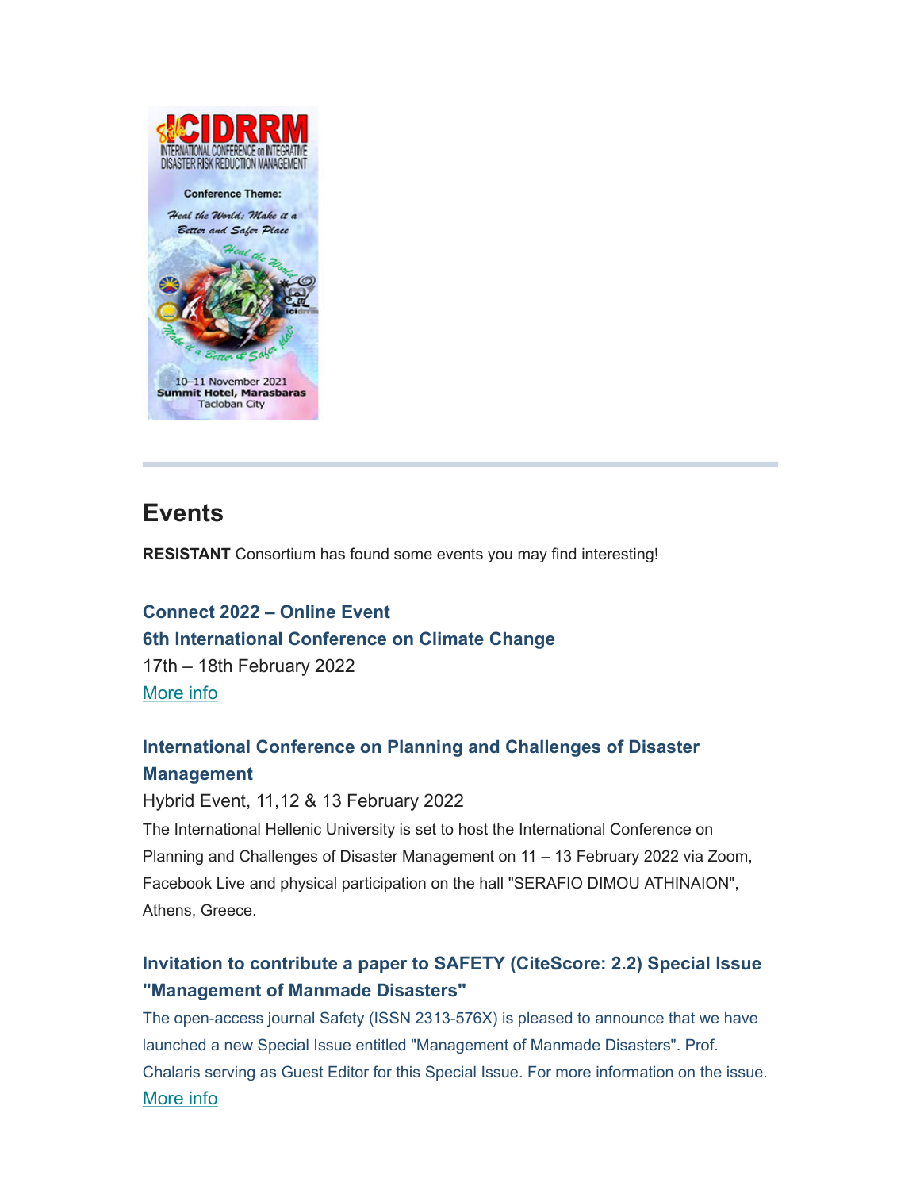## Events

**RESISTANT** Consortium has found some events you may find interesting!

### Connect 2022 – Online Event
### 6th International Conference on Climate Change

17th – 18th February 2022

More info

### International Conference on Planning and Challenges of Disaster Management

Hybrid Event, 11,12 & 13 February 2022

The International Hellenic University is set to host the International Conference on Planning and Challenges of Disaster Management on 11 – 13 February 2022 via Zoom, Facebook Live and physical participation on the hall "SERAFIO DIMOU ATHINAION", Athens, Greece.

### Invitation to contribute a paper to SAFETY (CiteScore: 2.2) Special Issue "Management of Manmade Disasters"

The open-access journal Safety (ISSN 2313-576X) is pleased to announce that we have launched a new Special Issue entitled "Management of Manmade Disasters". Prof. Chalaris serving as Guest Editor for this Special Issue. For more information on the issue.

More info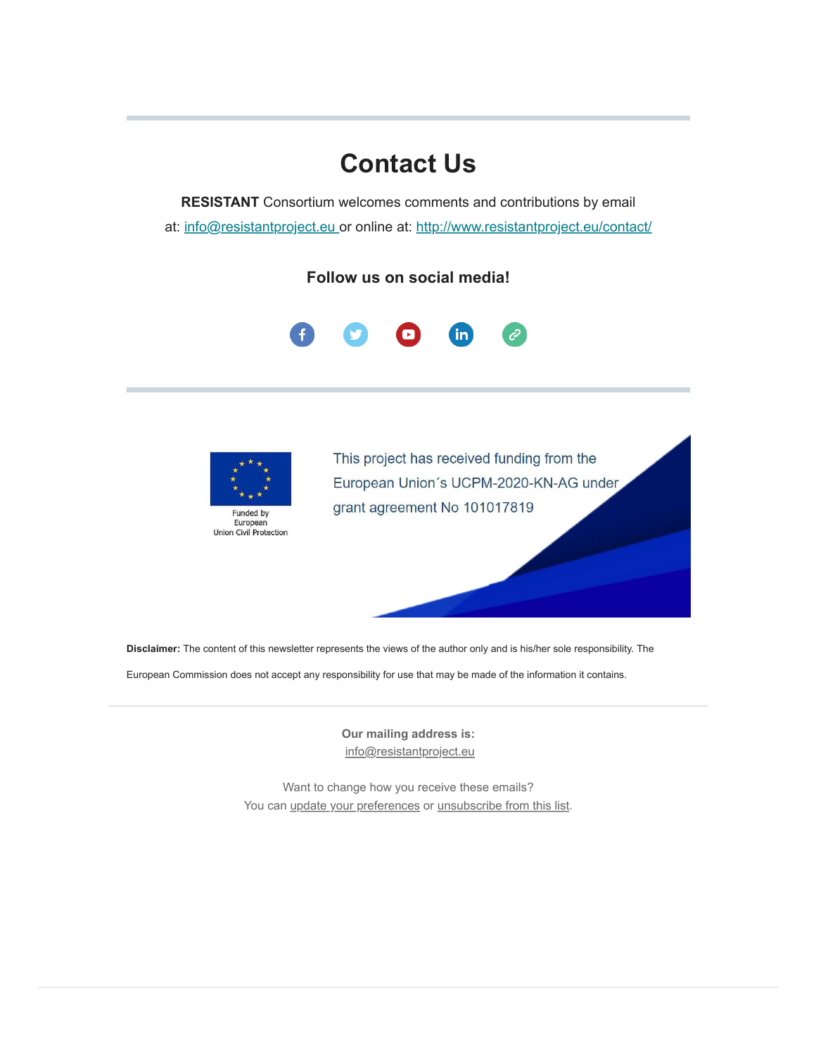# Contact Us

**RESISTANT** Consortium welcomes comments and contributions by email at: info@resistantproject.eu or online at: http://www.resistantproject.eu/contact/

### Follow us on social media!

Funded by European Union Civil Protection

This project has received funding from the European Union´s UCPM-2020-KN-AG under grant agreement No 101017819

**Disclaimer:** The content of this newsletter represents the views of the author only and is his/her sole responsibility. The European Commission does not accept any responsibility for use that may be made of the information it contains.

**Our mailing address is:**
info@resistantproject.eu

Want to change how you receive these emails?
You can update your preferences or unsubscribe from this list.